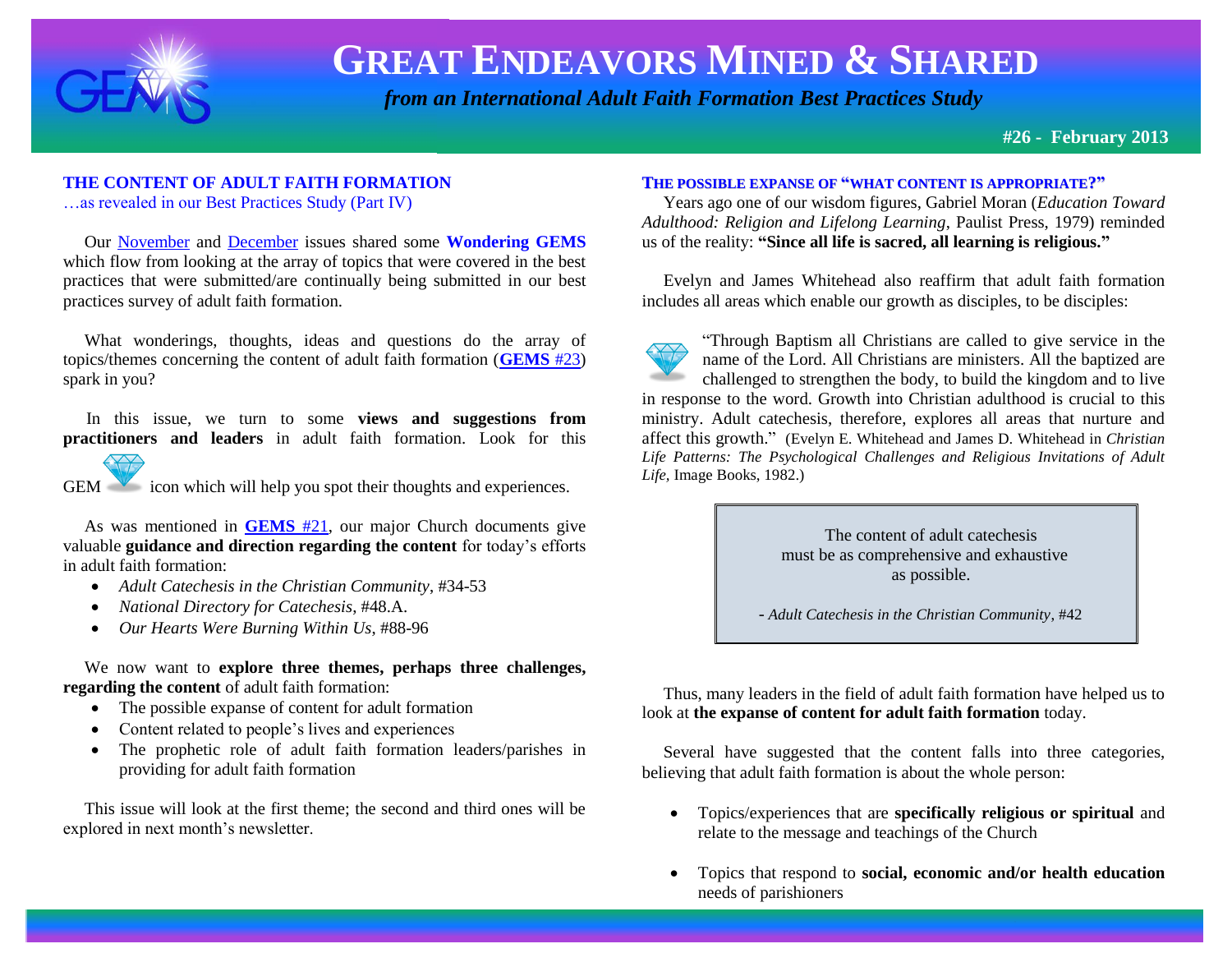# GREAT ENDEAVORS MINED & SHARED

*from an International Adult Faith Formation Best Practices Study*

**#26 - February 2013**

## THE CONTENT OF ADULT FAITH FORMATION

…as revealed in our Best Practices Study (Part IV)

Our November and December issues shared some **Wondering GEMS** which flow from looking at the array of topics that were covered in the best practices that were submitted/are continually being submitted in our best practices survey of adult faith formation.

What wonderings, thoughts, ideas and questions do the array of topics/themes concerning the content of adult faith formation (**GEMS** #23) spark in you?

In this issue, we turn to some **views and suggestions from practitioners and leaders** in adult faith formation. Look for this GEM icon which will help you spot their thoughts and experiences.

As was mentioned in **GEMS** #21, our major Church documents give valuable **guidance and direction regarding the content** for today's efforts in adult faith formation:

- *Adult Catechesis in the Christian Community*, #34-53
- *National Directory for Catechesis*, #48.A.
- *Our Hearts Were Burning Within Us*, #88-96

We now want to **explore three themes, perhaps three challenges, regarding the content** of adult faith formation:

- The possible expanse of content for adult formation
- Content related to people's lives and experiences
- The prophetic role of adult faith formation leaders/parishes in providing for adult faith formation

This issue will look at the first theme; the second and third ones will be explored in next month's newsletter.

## THE POSSIBLE EXPANSE OF "WHAT CONTENT IS APPROPRIATE?"

Years ago one of our wisdom figures, Gabriel Moran (*Education Toward Adulthood: Religion and Lifelong Learning*, Paulist Press, 1979) reminded us of the reality: **"Since all life is sacred, all learning is religious."**

Evelyn and James Whitehead also reaffirm that adult faith formation includes all areas which enable our growth as disciples, to be disciples:

"Through Baptism all Christians are called to give service in the name of the Lord. All Christians are ministers. All the baptized are challenged to strengthen the body, to build the kingdom and to live in response to the word. Growth into Christian adulthood is crucial to this ministry. Adult catechesis, therefore, explores all areas that nurture and affect this growth." (Evelyn E. Whitehead and James D. Whitehead in *Christian Life Patterns: The Psychological Challenges and Religious Invitations of Adult Life*, Image Books, 1982.)

> The content of adult catechesis must be as comprehensive and exhaustive as possible.
>
> - *Adult Catechesis in the Christian Community*, #42

Thus, many leaders in the field of adult faith formation have helped us to look at **the expanse of content for adult faith formation** today.

Several have suggested that the content falls into three categories, believing that adult faith formation is about the whole person:

- Topics/experiences that are **specifically religious or spiritual** and relate to the message and teachings of the Church
- Topics that respond to **social, economic and/or health education** needs of parishioners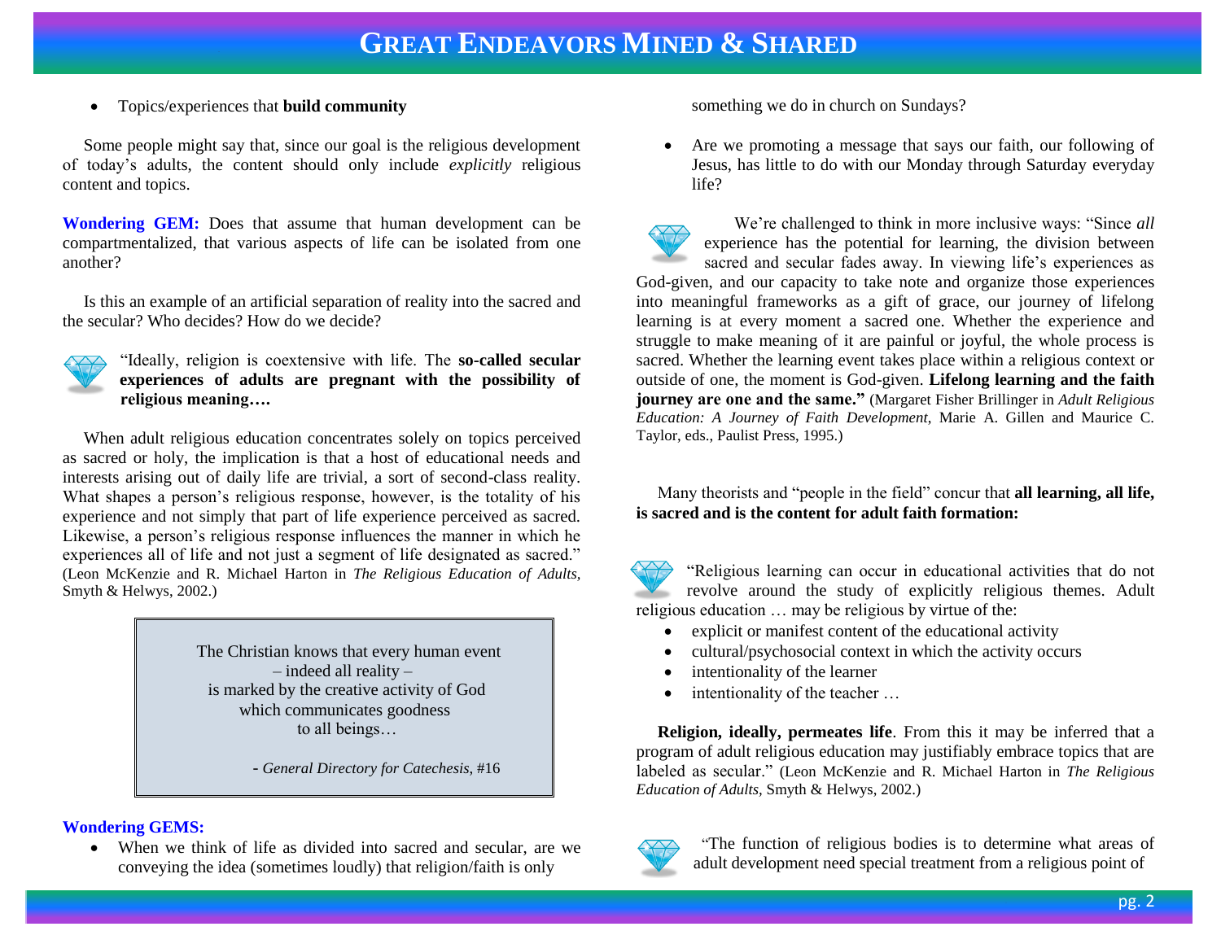- Topics/experiences that **build community**

Some people might say that, since our goal is the religious development of today's adults, the content should only include *explicitly* religious content and topics.

**Wondering GEM:** Does that assume that human development can be compartmentalized, that various aspects of life can be isolated from one another?

Is this an example of an artificial separation of reality into the sacred and the secular? Who decides? How do we decide?

"Ideally, religion is coextensive with life. The **so-called secular experiences of adults are pregnant with the possibility of religious meaning….**

When adult religious education concentrates solely on topics perceived as sacred or holy, the implication is that a host of educational needs and interests arising out of daily life are trivial, a sort of second-class reality. What shapes a person's religious response, however, is the totality of his experience and not simply that part of life experience perceived as sacred. Likewise, a person's religious response influences the manner in which he experiences all of life and not just a segment of life designated as sacred." (Leon McKenzie and R. Michael Harton in *The Religious Education of Adults,* Smyth & Helwys, 2002.)

> The Christian knows that every human event
> – indeed all reality –
> is marked by the creative activity of God
> which communicates goodness
> to all beings…
>
> - *General Directory for Catechesis,* #16

**Wondering GEMS:**

- When we think of life as divided into sacred and secular, are we conveying the idea (sometimes loudly) that religion/faith is only something we do in church on Sundays?
- Are we promoting a message that says our faith, our following of Jesus, has little to do with our Monday through Saturday everyday life?

We're challenged to think in more inclusive ways: "Since *all* experience has the potential for learning, the division between sacred and secular fades away. In viewing life's experiences as God-given, and our capacity to take note and organize those experiences into meaningful frameworks as a gift of grace, our journey of lifelong learning is at every moment a sacred one. Whether the experience and struggle to make meaning of it are painful or joyful, the whole process is sacred. Whether the learning event takes place within a religious context or outside of one, the moment is God-given. **Lifelong learning and the faith journey are one and the same."** (Margaret Fisher Brillinger in *Adult Religious Education: A Journey of Faith Development*, Marie A. Gillen and Maurice C. Taylor, eds., Paulist Press, 1995.)

Many theorists and "people in the field" concur that **all learning, all life, is sacred and is the content for adult faith formation:**

"Religious learning can occur in educational activities that do not revolve around the study of explicitly religious themes. Adult religious education … may be religious by virtue of the:

- explicit or manifest content of the educational activity
- cultural/psychosocial context in which the activity occurs
- intentionality of the learner
- intentionality of the teacher …

**Religion, ideally, permeates life**. From this it may be inferred that a program of adult religious education may justifiably embrace topics that are labeled as secular." (Leon McKenzie and R. Michael Harton in *The Religious Education of Adults,* Smyth & Helwys, 2002.)

"The function of religious bodies is to determine what areas of adult development need special treatment from a religious point of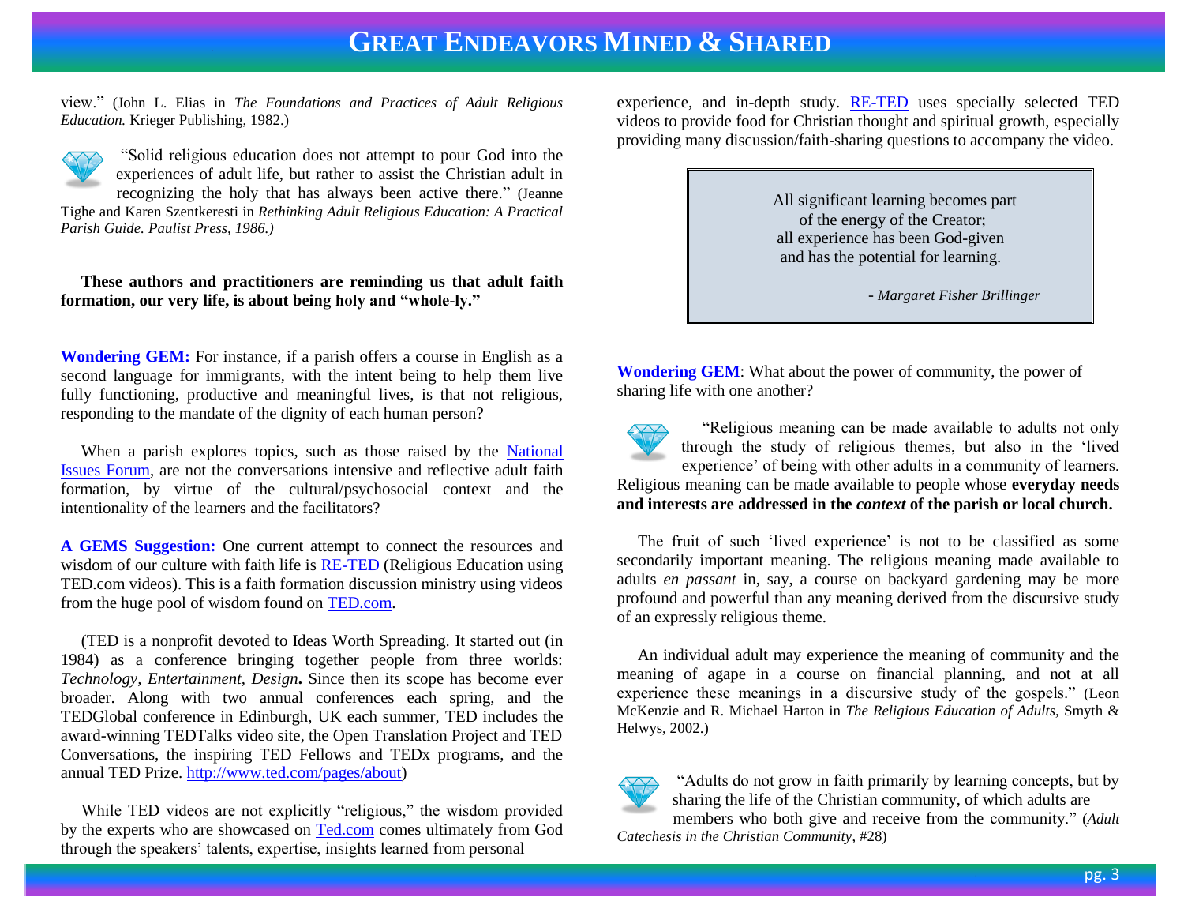view." (John L. Elias in *The Foundations and Practices of Adult Religious Education.* Krieger Publishing, 1982.)

"Solid religious education does not attempt to pour God into the experiences of adult life, but rather to assist the Christian adult in recognizing the holy that has always been active there." (Jeanne Tighe and Karen Szentkeresti in *Rethinking Adult Religious Education: A Practical Parish Guide. Paulist Press, 1986.)*

**These authors and practitioners are reminding us that adult faith formation, our very life, is about being holy and "whole-ly."**

**Wondering GEM:** For instance, if a parish offers a course in English as a second language for immigrants, with the intent being to help them live fully functioning, productive and meaningful lives, is that not religious, responding to the mandate of the dignity of each human person?

When a parish explores topics, such as those raised by the National Issues Forum, are not the conversations intensive and reflective adult faith formation, by virtue of the cultural/psychosocial context and the intentionality of the learners and the facilitators?

**A GEMS Suggestion:** One current attempt to connect the resources and wisdom of our culture with faith life is RE-TED (Religious Education using TED.com videos). This is a faith formation discussion ministry using videos from the huge pool of wisdom found on TED.com.

(TED is a nonprofit devoted to Ideas Worth Spreading. It started out (in 1984) as a conference bringing together people from three worlds: *Technology, Entertainment, Design***.** Since then its scope has become ever broader. Along with two annual conferences each spring, and the TEDGlobal conference in Edinburgh, UK each summer, TED includes the award-winning TEDTalks video site, the Open Translation Project and TED Conversations, the inspiring TED Fellows and TEDx programs, and the annual TED Prize. http://www.ted.com/pages/about)

While TED videos are not explicitly "religious," the wisdom provided by the experts who are showcased on Ted.com comes ultimately from God through the speakers' talents, expertise, insights learned from personal experience, and in-depth study. RE-TED uses specially selected TED videos to provide food for Christian thought and spiritual growth, especially providing many discussion/faith-sharing questions to accompany the video.

> All significant learning becomes part
> of the energy of the Creator;
> all experience has been God-given
> and has the potential for learning.
>
> - *Margaret Fisher Brillinger*

**Wondering GEM**: What about the power of community, the power of sharing life with one another?

"Religious meaning can be made available to adults not only through the study of religious themes, but also in the 'lived experience' of being with other adults in a community of learners. Religious meaning can be made available to people whose **everyday needs and interests are addressed in the *context* of the parish or local church.**

The fruit of such 'lived experience' is not to be classified as some secondarily important meaning. The religious meaning made available to adults *en passant* in, say, a course on backyard gardening may be more profound and powerful than any meaning derived from the discursive study of an expressly religious theme.

An individual adult may experience the meaning of community and the meaning of agape in a course on financial planning, and not at all experience these meanings in a discursive study of the gospels." (Leon McKenzie and R. Michael Harton in *The Religious Education of Adults,* Smyth & Helwys, 2002.)

"Adults do not grow in faith primarily by learning concepts, but by sharing the life of the Christian community, of which adults are members who both give and receive from the community." (*Adult Catechesis in the Christian Community*, #28)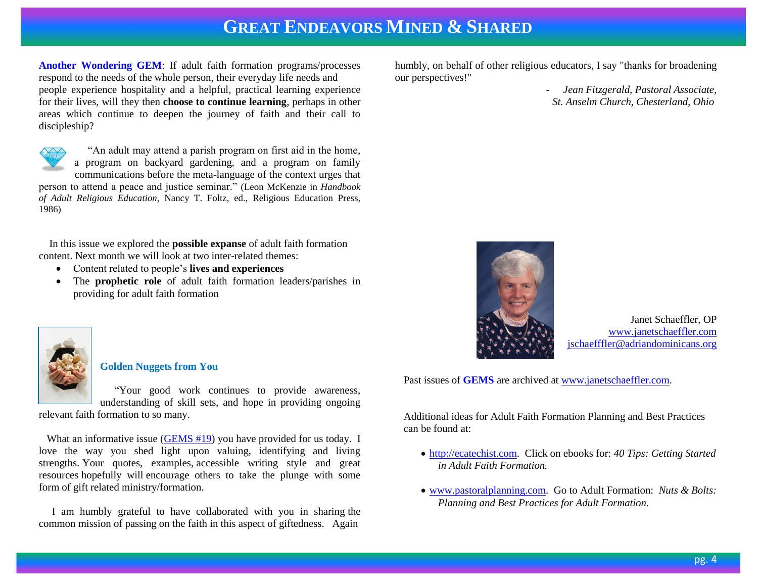**Another Wondering GEM**: If adult faith formation programs/processes respond to the needs of the whole person, their everyday life needs and people experience hospitality and a helpful, practical learning experience for their lives, will they then **choose to continue learning**, perhaps in other areas which continue to deepen the journey of faith and their call to discipleship?

"An adult may attend a parish program on first aid in the home, a program on backyard gardening, and a program on family communications before the meta-language of the context urges that person to attend a peace and justice seminar." (Leon McKenzie in *Handbook of Adult Religious Education*, Nancy T. Foltz, ed., Religious Education Press, 1986)

In this issue we explored the **possible expanse** of adult faith formation content. Next month we will look at two inter-related themes:

- Content related to people's **lives and experiences**
- The **prophetic role** of adult faith formation leaders/parishes in providing for adult faith formation

### Golden Nuggets from You

"Your good work continues to provide awareness, understanding of skill sets, and hope in providing ongoing relevant faith formation to so many.

What an informative issue (GEMS #19) you have provided for us today. I love the way you shed light upon valuing, identifying and living strengths. Your quotes, examples, accessible writing style and great resources hopefully will encourage others to take the plunge with some form of gift related ministry/formation.

I am humbly grateful to have collaborated with you in sharing the common mission of passing on the faith in this aspect of giftedness. Again humbly, on behalf of other religious educators, I say "thanks for broadening our perspectives!"

- *Jean Fitzgerald, Pastoral Associate, St. Anselm Church, Chesterland, Ohio*

Janet Schaeffler, OP
www.janetschaeffler.com
jschaeffler@adriandominicans.org

Past issues of **GEMS** are archived at www.janetschaeffler.com.

Additional ideas for Adult Faith Formation Planning and Best Practices can be found at:

- http://ecatechist.com. Click on ebooks for: *40 Tips: Getting Started in Adult Faith Formation.*
- www.pastoralplanning.com. Go to Adult Formation: *Nuts & Bolts: Planning and Best Practices for Adult Formation.*